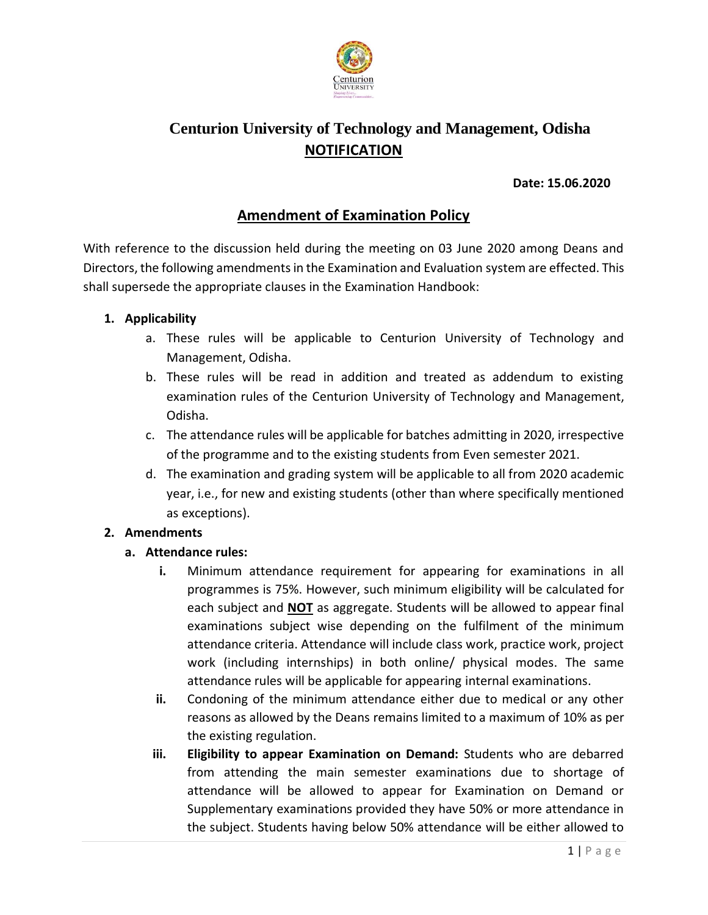# Centurion University of Technology and Management, Odisha

## NOTIFICATION

**Date: 15.06.2020**

## Amendment of Examination Policy

With reference to the discussion held during the meeting on 03 June 2020 among Deans and Directors, the following amendments in the Examination and Evaluation system are effected. This shall supersede the appropriate clauses in the Examination Handbook:

1. **Applicability**
   a. These rules will be applicable to Centurion University of Technology and Management, Odisha.
   b. These rules will be read in addition and treated as addendum to existing examination rules of the Centurion University of Technology and Management, Odisha.
   c. The attendance rules will be applicable for batches admitting in 2020, irrespective of the programme and to the existing students from Even semester 2021.
   d. The examination and grading system will be applicable to all from 2020 academic year, i.e., for new and existing students (other than where specifically mentioned as exceptions).

2. **Amendments**
   a. **Attendance rules:**
      i. Minimum attendance requirement for appearing for examinations in all programmes is 75%. However, such minimum eligibility will be calculated for each subject and **NOT** as aggregate. Students will be allowed to appear final examinations subject wise depending on the fulfilment of the minimum attendance criteria. Attendance will include class work, practice work, project work (including internships) in both online/ physical modes. The same attendance rules will be applicable for appearing internal examinations.
      ii. Condoning of the minimum attendance either due to medical or any other reasons as allowed by the Deans remains limited to a maximum of 10% as per the existing regulation.
      iii. **Eligibility to appear Examination on Demand:** Students who are debarred from attending the main semester examinations due to shortage of attendance will be allowed to appear for Examination on Demand or Supplementary examinations provided they have 50% or more attendance in the subject. Students having below 50% attendance will be either allowed to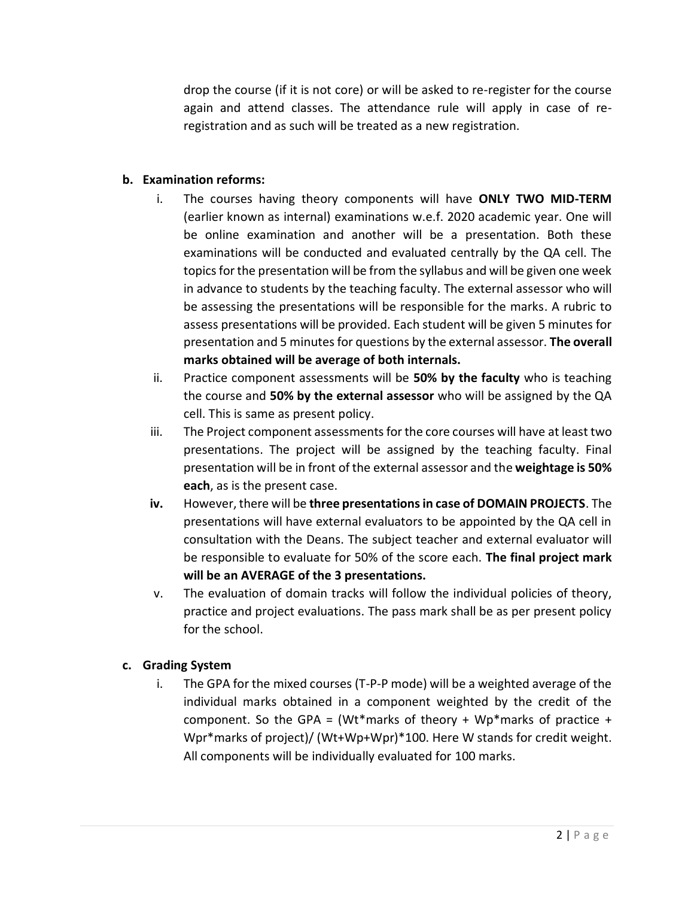drop the course (if it is not core) or will be asked to re-register for the course again and attend classes. The attendance rule will apply in case of re-registration and as such will be treated as a new registration.

**b. Examination reforms:**

i. The courses having theory components will have **ONLY TWO MID-TERM** (earlier known as internal) examinations w.e.f. 2020 academic year. One will be online examination and another will be a presentation. Both these examinations will be conducted and evaluated centrally by the QA cell. The topics for the presentation will be from the syllabus and will be given one week in advance to students by the teaching faculty. The external assessor who will be assessing the presentations will be responsible for the marks. A rubric to assess presentations will be provided. Each student will be given 5 minutes for presentation and 5 minutes for questions by the external assessor. **The overall marks obtained will be average of both internals.**

ii. Practice component assessments will be **50% by the faculty** who is teaching the course and **50% by the external assessor** who will be assigned by the QA cell. This is same as present policy.

iii. The Project component assessments for the core courses will have at least two presentations. The project will be assigned by the teaching faculty. Final presentation will be in front of the external assessor and the **weightage is 50% each**, as is the present case.

**iv.** However, there will be **three presentations in case of DOMAIN PROJECTS**. The presentations will have external evaluators to be appointed by the QA cell in consultation with the Deans. The subject teacher and external evaluator will be responsible to evaluate for 50% of the score each. **The final project mark will be an AVERAGE of the 3 presentations.**

v. The evaluation of domain tracks will follow the individual policies of theory, practice and project evaluations. The pass mark shall be as per present policy for the school.

**c. Grading System**

i. The GPA for the mixed courses (T-P-P mode) will be a weighted average of the individual marks obtained in a component weighted by the credit of the component. So the GPA = (Wt*marks of theory + Wp*marks of practice + Wpr*marks of project)/ (Wt+Wp+Wpr)*100. Here W stands for credit weight. All components will be individually evaluated for 100 marks.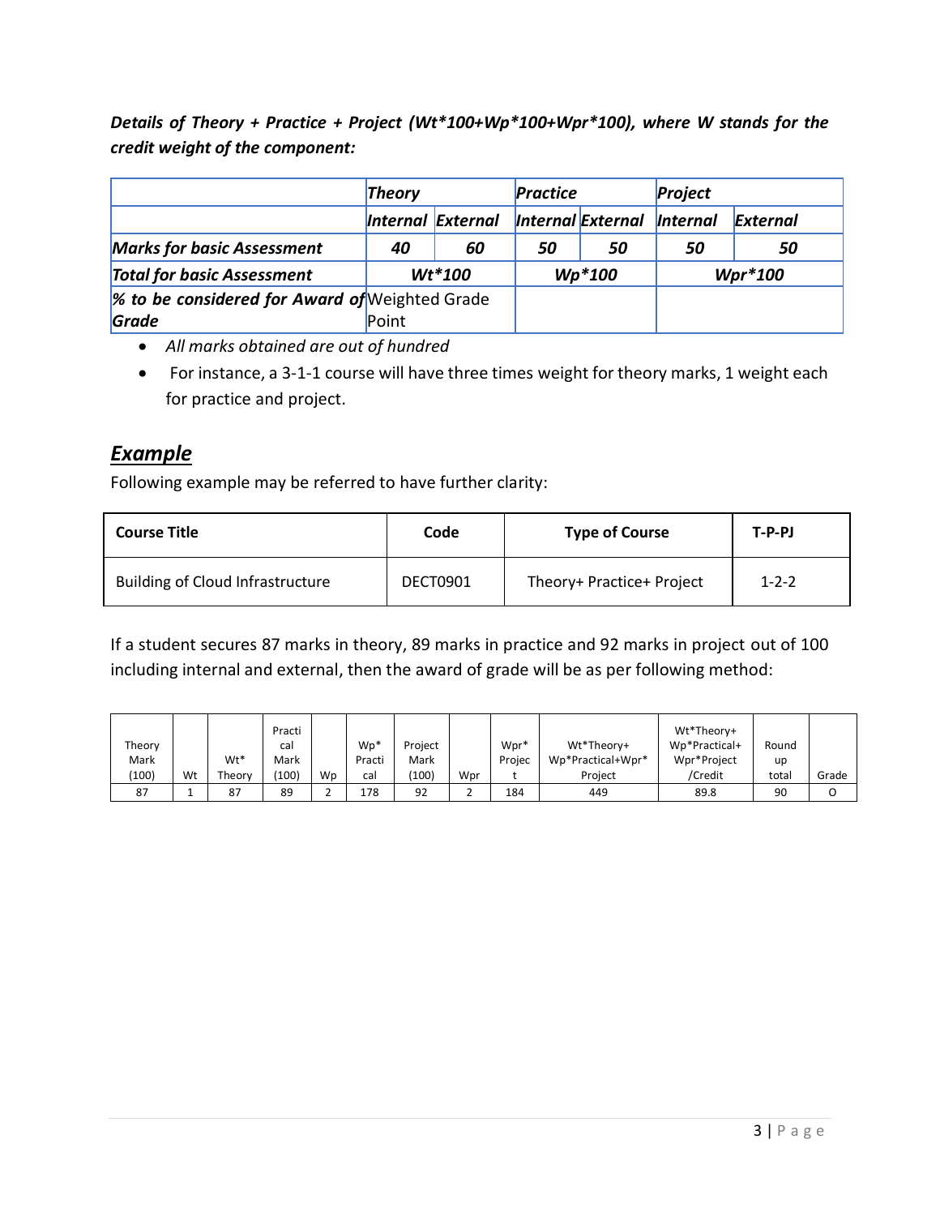***Details of Theory + Practice + Project (Wt*100+Wp*100+Wpr*100), where W stands for the credit weight of the component:***

| | ***Theory*** | | ***Practice*** | | ***Project*** | |
|---|---|---|---|---|---|---|
| | ***Internal*** | ***External*** | ***Internal*** | ***External*** | ***Internal*** | ***External*** |
| ***Marks for basic Assessment*** | ***40*** | ***60*** | ***50*** | ***50*** | ***50*** | ***50*** |
| ***Total for basic Assessment*** | ***Wt*100*** | | ***Wp*100*** | | ***Wpr*100*** | |
| ***% to be considered for Award of Grade*** | Weighted Grade Point | | | | | |

- *All marks obtained are out of hundred*
- For instance, a 3-1-1 course will have three times weight for theory marks, 1 weight each for practice and project.

## ***Example***

Following example may be referred to have further clarity:

| Course Title | Code | Type of Course | T-P-PJ |
|---|---|---|---|
| Building of Cloud Infrastructure | DECT0901 | Theory+ Practice+ Project | 1-2-2 |

If a student secures 87 marks in theory, 89 marks in practice and 92 marks in project out of 100 including internal and external, then the award of grade will be as per following method:

| Theory Mark (100) | Wt | Wt* Theory | Practical Mark (100) | Wp | Wp* Practical | Project Mark (100) | Wpr | Wpr* Project | Wt*Theory+ Wp*Practical+Wpr* Project | Wt*Theory+ Wp*Practical+ Wpr*Project /Credit | Round up total | Grade |
|---|---|---|---|---|---|---|---|---|---|---|---|---|
| 87 | 1 | 87 | 89 | 2 | 178 | 92 | 2 | 184 | 449 | 89.8 | 90 | O |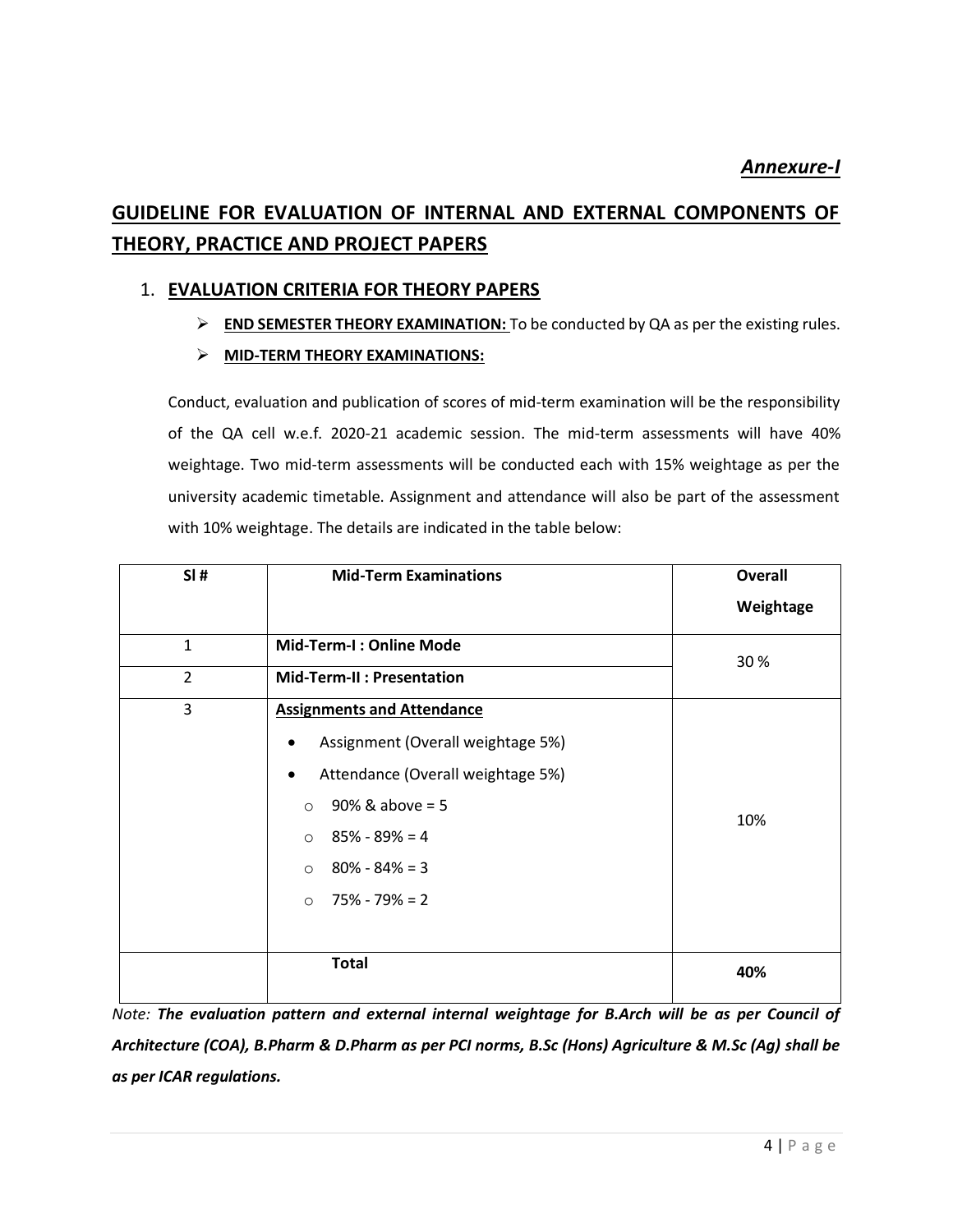***Annexure-I***

## GUIDELINE FOR EVALUATION OF INTERNAL AND EXTERNAL COMPONENTS OF THEORY, PRACTICE AND PROJECT PAPERS

### 1. EVALUATION CRITERIA FOR THEORY PAPERS

- **END SEMESTER THEORY EXAMINATION:** To be conducted by QA as per the existing rules.
- **MID-TERM THEORY EXAMINATIONS:**

Conduct, evaluation and publication of scores of mid-term examination will be the responsibility of the QA cell w.e.f. 2020-21 academic session. The mid-term assessments will have 40% weightage. Two mid-term assessments will be conducted each with 15% weightage as per the university academic timetable. Assignment and attendance will also be part of the assessment with 10% weightage. The details are indicated in the table below:

| Sl # | Mid-Term Examinations | Overall Weightage |
|---|---|---|
| 1 | **Mid-Term-I : Online Mode** | 30 % |
| 2 | **Mid-Term-II : Presentation** | |
| 3 | **Assignments and Attendance**<br>• Assignment (Overall weightage 5%)<br>• Attendance (Overall weightage 5%)<br>○ 90% & above = 5<br>○ 85% - 89% = 4<br>○ 80% - 84% = 3<br>○ 75% - 79% = 2 | 10% |
| | **Total** | **40%** |

*Note:* ***The evaluation pattern and external internal weightage for B.Arch will be as per Council of Architecture (COA), B.Pharm & D.Pharm as per PCI norms, B.Sc (Hons) Agriculture & M.Sc (Ag) shall be as per ICAR regulations.***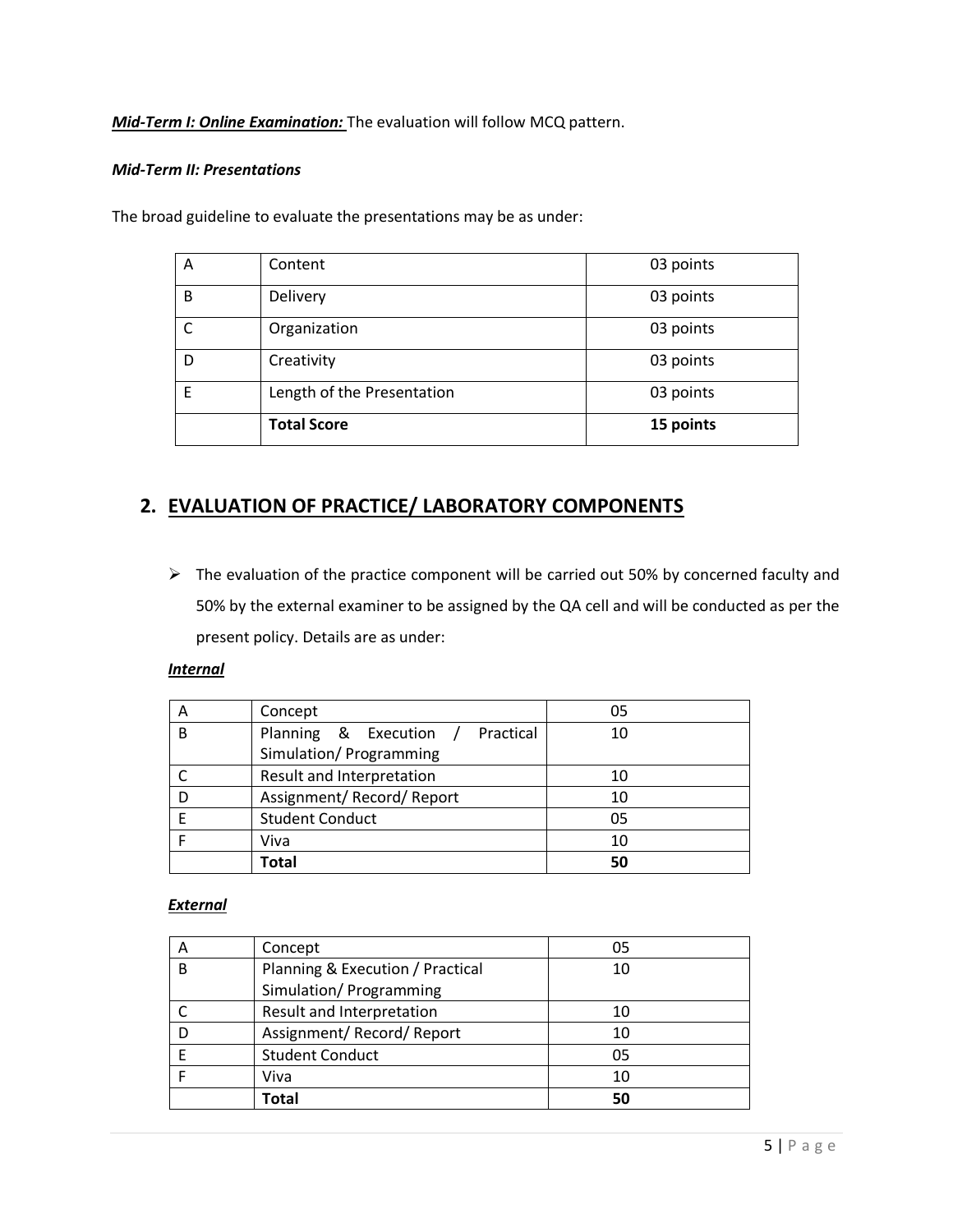***<u>Mid-Term I: Online Examination:</u>*** The evaluation will follow MCQ pattern.

***Mid-Term II: Presentations***

The broad guideline to evaluate the presentations may be as under:

| A | Content | 03 points |
|---|---|---|
| B | Delivery | 03 points |
| C | Organization | 03 points |
| D | Creativity | 03 points |
| E | Length of the Presentation | 03 points |
| | **Total Score** | **15 points** |

## 2. <u>EVALUATION OF PRACTICE/ LABORATORY COMPONENTS</u>

- The evaluation of the practice component will be carried out 50% by concerned faculty and 50% by the external examiner to be assigned by the QA cell and will be conducted as per the present policy. Details are as under:

***<u>Internal</u>***

| A | Concept | 05 |
|---|---|---|
| B | Planning & Execution / Practical Simulation/ Programming | 10 |
| C | Result and Interpretation | 10 |
| D | Assignment/ Record/ Report | 10 |
| E | Student Conduct | 05 |
| F | Viva | 10 |
| | **Total** | **50** |

***<u>External</u>***

| A | Concept | 05 |
|---|---|---|
| B | Planning & Execution / Practical Simulation/ Programming | 10 |
| C | Result and Interpretation | 10 |
| D | Assignment/ Record/ Report | 10 |
| E | Student Conduct | 05 |
| F | Viva | 10 |
| | **Total** | **50** |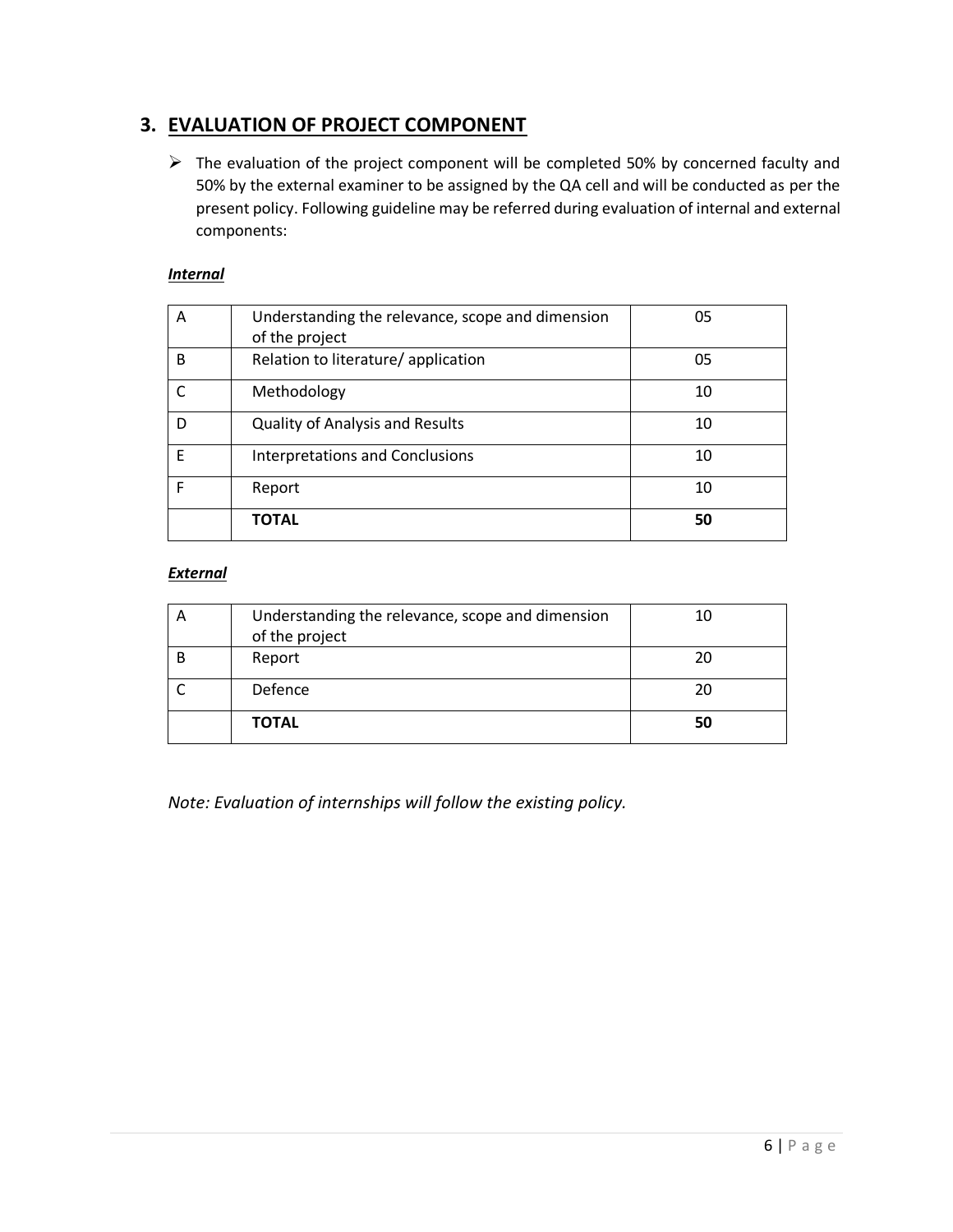## 3. EVALUATION OF PROJECT COMPONENT

- The evaluation of the project component will be completed 50% by concerned faculty and 50% by the external examiner to be assigned by the QA cell and will be conducted as per the present policy. Following guideline may be referred during evaluation of internal and external components:

***Internal***

| | | |
|---|---|---|
| A | Understanding the relevance, scope and dimension of the project | 05 |
| B | Relation to literature/ application | 05 |
| C | Methodology | 10 |
| D | Quality of Analysis and Results | 10 |
| E | Interpretations and Conclusions | 10 |
| F | Report | 10 |
| | **TOTAL** | **50** |

***External***

| | | |
|---|---|---|
| A | Understanding the relevance, scope and dimension of the project | 10 |
| B | Report | 20 |
| C | Defence | 20 |
| | **TOTAL** | **50** |

*Note: Evaluation of internships will follow the existing policy.*